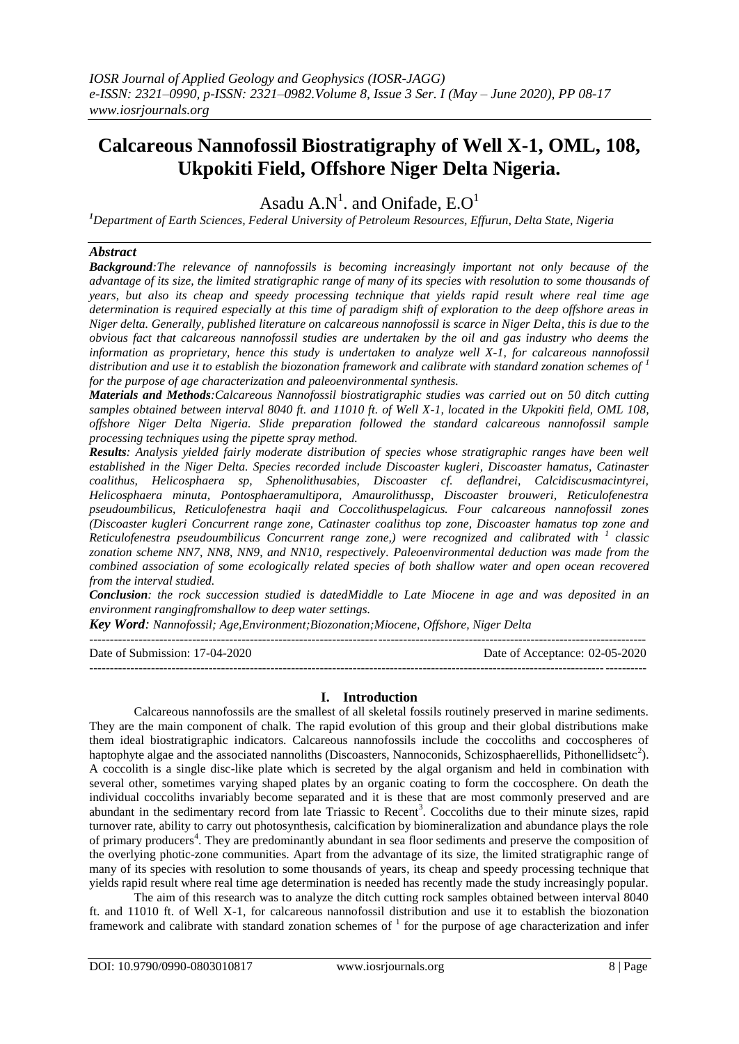# Calcareous Nannofossil Biostratigraphy of Well X-1, OML, 108, Ukpokiti Field, Offshore Niger Delta Nigeria.

Asadu A.N[1]. and Onifade, E.O[1]

[1]*Department of Earth Sciences, Federal University of Petroleum Resources, Effurun, Delta State, Nigeria*

## *Abstract*

***Background****:The relevance of nannofossils is becoming increasingly important not only because of the advantage of its size, the limited stratigraphic range of many of its species with resolution to some thousands of years, but also its cheap and speedy processing technique that yields rapid result where real time age determination is required especially at this time of paradigm shift of exploration to the deep offshore areas in Niger delta. Generally, published literature on calcareous nannofossil is scarce in Niger Delta, this is due to the obvious fact that calcareous nannofossil studies are undertaken by the oil and gas industry who deems the information as proprietary, hence this study is undertaken to analyze well X-1, for calcareous nannofossil distribution and use it to establish the biozonation framework and calibrate with standard zonation schemes of [1] for the purpose of age characterization and paleoenvironmental synthesis.*

***Materials and Methods****:Calcareous Nannofossil biostratigraphic studies was carried out on 50 ditch cutting samples obtained between interval 8040 ft. and 11010 ft. of Well X-1, located in the Ukpokiti field, OML 108, offshore Niger Delta Nigeria. Slide preparation followed the standard calcareous nannofossil sample processing techniques using the pipette spray method.*

***Results****: Analysis yielded fairly moderate distribution of species whose stratigraphic ranges have been well established in the Niger Delta. Species recorded include Discoaster kugleri, Discoaster hamatus, Catinaster coalithus, Helicosphaera sp, Sphenolithusabies, Discoaster cf. deflandrei, Calcidiscusmacintyrei, Helicosphaera minuta, Pontosphaeramultipora, Amaurolithussp, Discoaster brouweri, Reticulofenestra pseudoumbilicus, Reticulofenestra haqii and Coccolithuspelagicus. Four calcareous nannofossil zones (Discoaster kugleri Concurrent range zone, Catinaster coalithus top zone, Discoaster hamatus top zone and Reticulofenestra pseudoumbilicus Concurrent range zone,) were recognized and calibrated with [1] classic zonation scheme NN7, NN8, NN9, and NN10, respectively. Paleoenvironmental deduction was made from the combined association of some ecologically related species of both shallow water and open ocean recovered from the interval studied.*

***Conclusion****: the rock succession studied is datedMiddle to Late Miocene in age and was deposited in an environment rangingfromshallow to deep water settings.*

***Key Word****: Nannofossil; Age,Environment;Biozonation;Miocene, Offshore, Niger Delta*

---

Date of Submission: 17-04-2020 Date of Acceptance: 02-05-2020

---

## I. Introduction

Calcareous nannofossils are the smallest of all skeletal fossils routinely preserved in marine sediments. They are the main component of chalk. The rapid evolution of this group and their global distributions make them ideal biostratigraphic indicators. Calcareous nannofossils include the coccoliths and coccospheres of haptophyte algae and the associated nannoliths (Discoasters, Nannoconids, Schizosphaerellids, Pithonellidsetc[2]). A coccolith is a single disc-like plate which is secreted by the algal organism and held in combination with several other, sometimes varying shaped plates by an organic coating to form the coccosphere. On death the individual coccoliths invariably become separated and it is these that are most commonly preserved and are abundant in the sedimentary record from late Triassic to Recent[3]. Coccoliths due to their minute sizes, rapid turnover rate, ability to carry out photosynthesis, calcification by biomineralization and abundance plays the role of primary producers[4]. They are predominantly abundant in sea floor sediments and preserve the composition of the overlying photic-zone communities. Apart from the advantage of its size, the limited stratigraphic range of many of its species with resolution to some thousands of years, its cheap and speedy processing technique that yields rapid result where real time age determination is needed has recently made the study increasingly popular.

The aim of this research was to analyze the ditch cutting rock samples obtained between interval 8040 ft. and 11010 ft. of Well X-1, for calcareous nannofossil distribution and use it to establish the biozonation framework and calibrate with standard zonation schemes of [1] for the purpose of age characterization and infer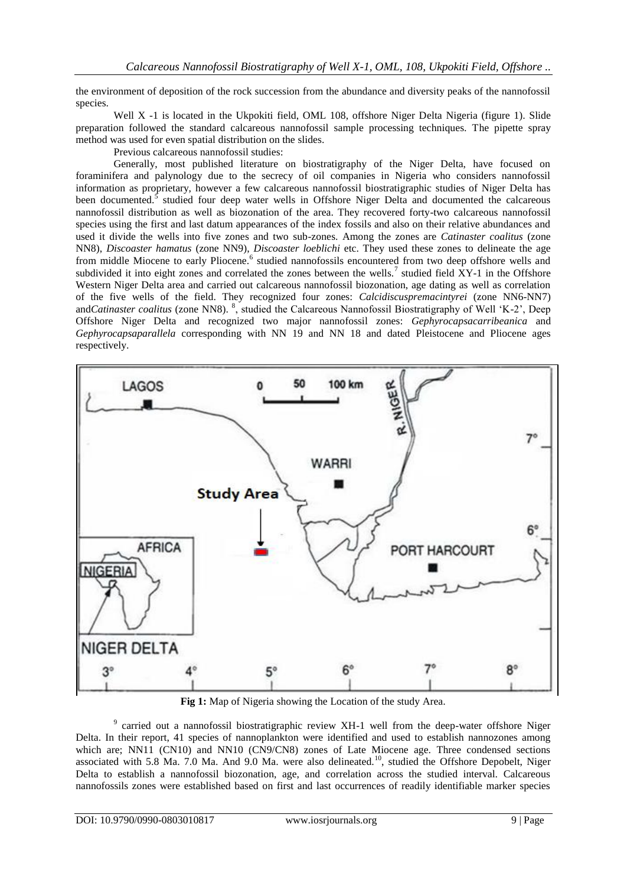the environment of deposition of the rock succession from the abundance and diversity peaks of the nannofossil species.

Well X -1 is located in the Ukpokiti field, OML 108, offshore Niger Delta Nigeria (figure 1). Slide preparation followed the standard calcareous nannofossil sample processing techniques. The pipette spray method was used for even spatial distribution on the slides.

Previous calcareous nannofossil studies:

Generally, most published literature on biostratigraphy of the Niger Delta, have focused on foraminifera and palynology due to the secrecy of oil companies in Nigeria who considers nannofossil information as proprietary, however a few calcareous nannofossil biostratigraphic studies of Niger Delta has been documented.[5] studied four deep water wells in Offshore Niger Delta and documented the calcareous nannofossil distribution as well as biozonation of the area. They recovered forty-two calcareous nannofossil species using the first and last datum appearances of the index fossils and also on their relative abundances and used it divide the wells into five zones and two sub-zones. Among the zones are *Catinaster coalitus* (zone NN8), *Discoaster hamatus* (zone NN9), *Discoaster loeblichi* etc. They used these zones to delineate the age from middle Miocene to early Pliocene.[6] studied nannofossils encountered from two deep offshore wells and subdivided it into eight zones and correlated the zones between the wells.[7] studied field XY-1 in the Offshore Western Niger Delta area and carried out calcareous nannofossil biozonation, age dating as well as correlation of the five wells of the field. They recognized four zones: *Calcidiscuspremacintyrei* (zone NN6-NN7) and*Catinaster coalitus* (zone NN8). [8], studied the Calcareous Nannofossil Biostratigraphy of Well 'K-2', Deep Offshore Niger Delta and recognized two major nannofossil zones: *Gephyrocapsacarribeanica* and *Gephyrocapsaparallela* corresponding with NN 19 and NN 18 and dated Pleistocene and Pliocene ages respectively.

**Fig 1:** Map of Nigeria showing the Location of the study Area.

[9] carried out a nannofossil biostratigraphic review XH-1 well from the deep-water offshore Niger Delta. In their report, 41 species of nannoplankton were identified and used to establish nannozones among which are; NN11 (CN10) and NN10 (CN9/CN8) zones of Late Miocene age. Three condensed sections associated with 5.8 Ma. 7.0 Ma. And 9.0 Ma. were also delineated.[10], studied the Offshore Depobelt, Niger Delta to establish a nannofossil biozonation, age, and correlation across the studied interval. Calcareous nannofossils zones were established based on first and last occurrences of readily identifiable marker species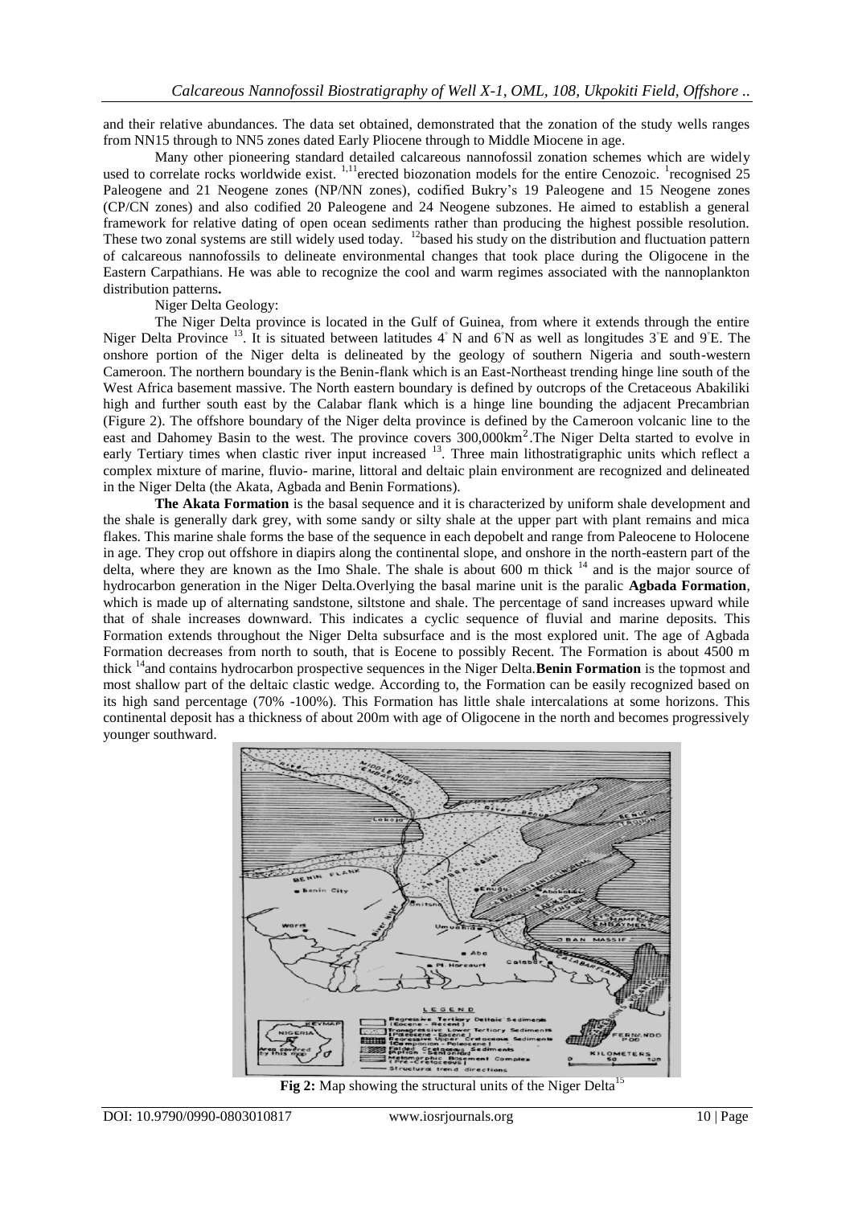and their relative abundances. The data set obtained, demonstrated that the zonation of the study wells ranges from NN15 through to NN5 zones dated Early Pliocene through to Middle Miocene in age.

Many other pioneering standard detailed calcareous nannofossil zonation schemes which are widely used to correlate rocks worldwide exist. [1,11]erected biozonation models for the entire Cenozoic. [1]recognised 25 Paleogene and 21 Neogene zones (NP/NN zones), codified Bukry's 19 Paleogene and 15 Neogene zones (CP/CN zones) and also codified 20 Paleogene and 24 Neogene subzones. He aimed to establish a general framework for relative dating of open ocean sediments rather than producing the highest possible resolution. These two zonal systems are still widely used today. [12]based his study on the distribution and fluctuation pattern of calcareous nannofossils to delineate environmental changes that took place during the Oligocene in the Eastern Carpathians. He was able to recognize the cool and warm regimes associated with the nannoplankton distribution patterns**.**

Niger Delta Geology:

The Niger Delta province is located in the Gulf of Guinea, from where it extends through the entire Niger Delta Province [13]. It is situated between latitudes 4° N and 6°N as well as longitudes 3°E and 9°E. The onshore portion of the Niger delta is delineated by the geology of southern Nigeria and south-western Cameroon. The northern boundary is the Benin-flank which is an East-Northeast trending hinge line south of the West Africa basement massive. The North eastern boundary is defined by outcrops of the Cretaceous Abakiliki high and further south east by the Calabar flank which is a hinge line bounding the adjacent Precambrian (Figure 2). The offshore boundary of the Niger delta province is defined by the Cameroon volcanic line to the east and Dahomey Basin to the west. The province covers 300,000km$^2$.The Niger Delta started to evolve in early Tertiary times when clastic river input increased [13]. Three main lithostratigraphic units which reflect a complex mixture of marine, fluvio- marine, littoral and deltaic plain environment are recognized and delineated in the Niger Delta (the Akata, Agbada and Benin Formations).

**The Akata Formation** is the basal sequence and it is characterized by uniform shale development and the shale is generally dark grey, with some sandy or silty shale at the upper part with plant remains and mica flakes. This marine shale forms the base of the sequence in each depobelt and range from Paleocene to Holocene in age. They crop out offshore in diapirs along the continental slope, and onshore in the north-eastern part of the delta, where they are known as the Imo Shale. The shale is about 600 m thick [14] and is the major source of hydrocarbon generation in the Niger Delta.Overlying the basal marine unit is the paralic **Agbada Formation**, which is made up of alternating sandstone, siltstone and shale. The percentage of sand increases upward while that of shale increases downward. This indicates a cyclic sequence of fluvial and marine deposits. This Formation extends throughout the Niger Delta subsurface and is the most explored unit. The age of Agbada Formation decreases from north to south, that is Eocene to possibly Recent. The Formation is about 4500 m thick [14]and contains hydrocarbon prospective sequences in the Niger Delta.**Benin Formation** is the topmost and most shallow part of the deltaic clastic wedge. According to, the Formation can be easily recognized based on its high sand percentage (70% -100%). This Formation has little shale intercalations at some horizons. This continental deposit has a thickness of about 200m with age of Oligocene in the north and becomes progressively younger southward.

**Fig 2:** Map showing the structural units of the Niger Delta[15]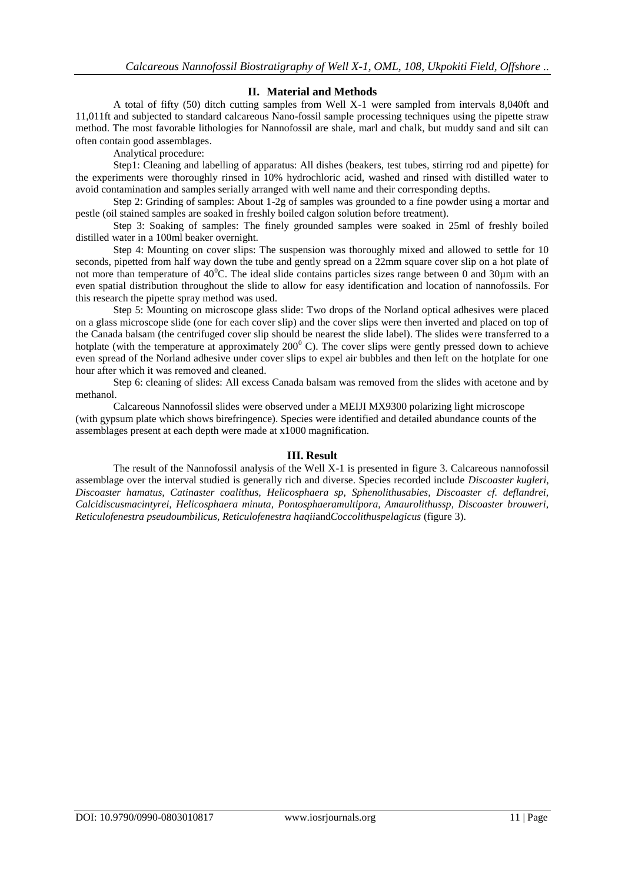## II. Material and Methods

A total of fifty (50) ditch cutting samples from Well X-1 were sampled from intervals 8,040ft and 11,011ft and subjected to standard calcareous Nano-fossil sample processing techniques using the pipette straw method. The most favorable lithologies for Nannofossil are shale, marl and chalk, but muddy sand and silt can often contain good assemblages.

Analytical procedure:

Step1: Cleaning and labelling of apparatus: All dishes (beakers, test tubes, stirring rod and pipette) for the experiments were thoroughly rinsed in 10% hydrochloric acid, washed and rinsed with distilled water to avoid contamination and samples serially arranged with well name and their corresponding depths.

Step 2: Grinding of samples: About 1-2g of samples was grounded to a fine powder using a mortar and pestle (oil stained samples are soaked in freshly boiled calgon solution before treatment).

Step 3: Soaking of samples: The finely grounded samples were soaked in 25ml of freshly boiled distilled water in a 100ml beaker overnight.

Step 4: Mounting on cover slips: The suspension was thoroughly mixed and allowed to settle for 10 seconds, pipetted from half way down the tube and gently spread on a 22mm square cover slip on a hot plate of not more than temperature of $40^0$C. The ideal slide contains particles sizes range between 0 and 30µm with an even spatial distribution throughout the slide to allow for easy identification and location of nannofossils. For this research the pipette spray method was used.

Step 5: Mounting on microscope glass slide: Two drops of the Norland optical adhesives were placed on a glass microscope slide (one for each cover slip) and the cover slips were then inverted and placed on top of the Canada balsam (the centrifuged cover slip should be nearest the slide label). The slides were transferred to a hotplate (with the temperature at approximately $200^0$ C). The cover slips were gently pressed down to achieve even spread of the Norland adhesive under cover slips to expel air bubbles and then left on the hotplate for one hour after which it was removed and cleaned.

Step 6: cleaning of slides: All excess Canada balsam was removed from the slides with acetone and by methanol.

Calcareous Nannofossil slides were observed under a MEIJI MX9300 polarizing light microscope (with gypsum plate which shows birefringence). Species were identified and detailed abundance counts of the assemblages present at each depth were made at x1000 magnification.

## III. Result

The result of the Nannofossil analysis of the Well X-1 is presented in figure 3. Calcareous nannofossil assemblage over the interval studied is generally rich and diverse. Species recorded include *Discoaster kugleri, Discoaster hamatus, Catinaster coalithus, Helicosphaera sp, Sphenolithusabies, Discoaster cf. deflandrei, Calcidiscusmacintyrei, Helicosphaera minuta, Pontosphaeramultipora, Amaurolithussp, Discoaster brouweri, Reticulofenestra pseudoumbilicus, Reticulofenestra haqii*and*Coccolithuspelagicus* (figure 3).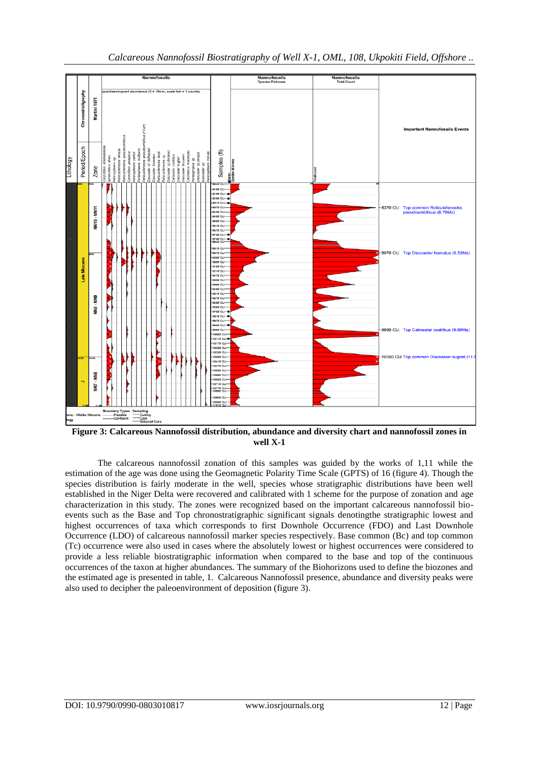**Figure 3: Calcareous Nannofossil distribution, abundance and diversity chart and nannofossil zones in well X-1**

The calcareous nannofossil zonation of this samples was guided by the works of 1,11 while the estimation of the age was done using the Geomagnetic Polarity Time Scale (GPTS) of 16 (figure 4). Though the species distribution is fairly moderate in the well, species whose stratigraphic distributions have been well established in the Niger Delta were recovered and calibrated with 1 scheme for the purpose of zonation and age characterization in this study. The zones were recognized based on the important calcareous nannofossil bio-events such as the Base and Top chronostratigraphic significant signals denotingthe stratigraphic lowest and highest occurrences of taxa which corresponds to first Downhole Occurrence (FDO) and Last Downhole Occurrence (LDO) of calcareous nannofossil marker species respectively. Base common (Bc) and top common (Tc) occurrence were also used in cases where the absolutely lowest or highest occurrences were considered to provide a less reliable biostratigraphic information when compared to the base and top of the continuous occurrences of the taxon at higher abundances. The summary of the Biohorizons used to define the biozones and the estimated age is presented in table, 1. Calcareous Nannofossil presence, abundance and diversity peaks were also used to decipher the paleoenvironment of deposition (figure 3).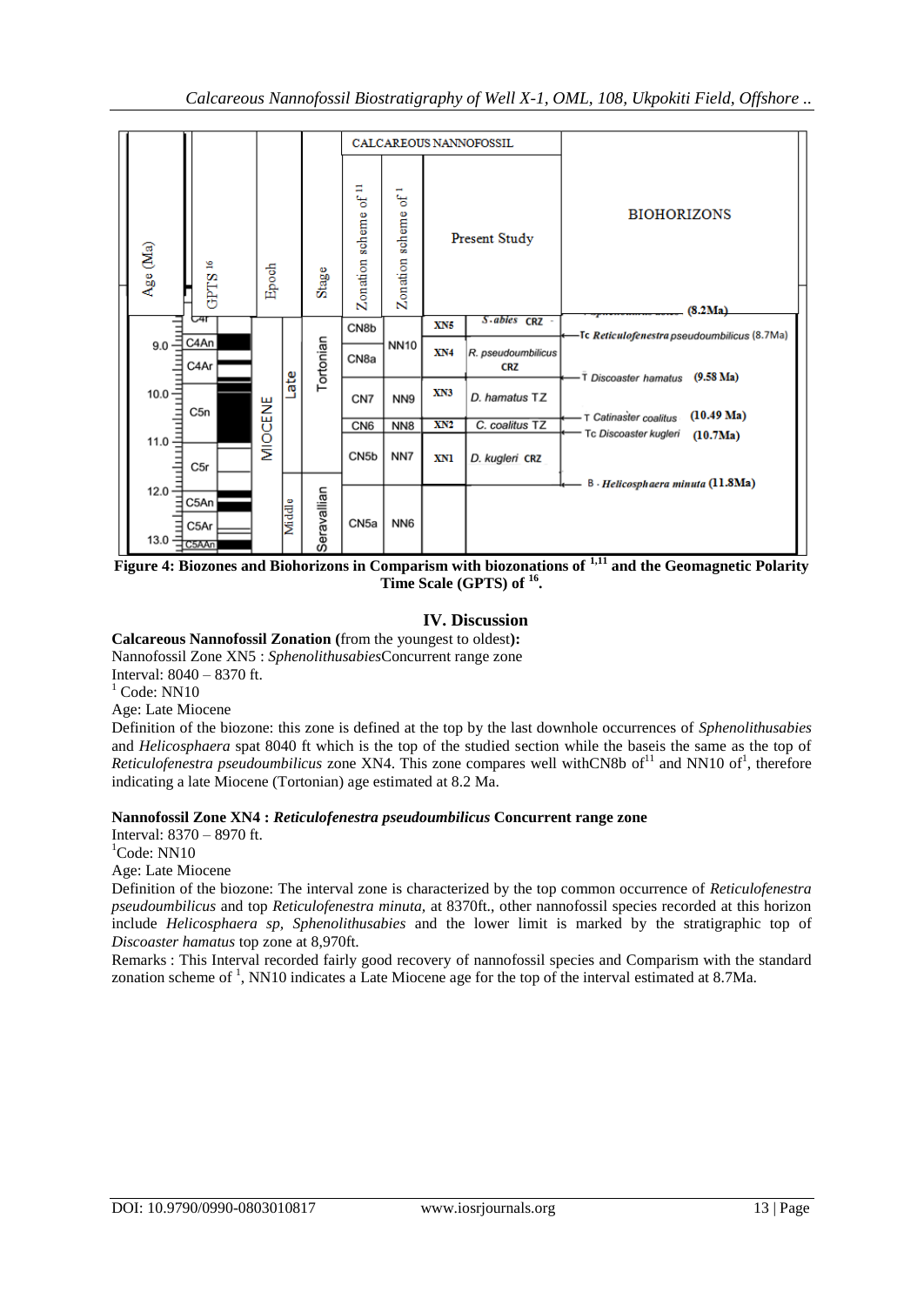| Age (Ma) | GPTS[16] | Epoch | | Stage | Zonation scheme of[11] | Zonation scheme of[1] | Present Study | | BIOHORIZONS |
|---|---|---|---|---|---|---|---|---|---|
| | C4r | MIOCENE | Late | Tortonian | CN8b | NN10 | XN5 | *S. abies* CRZ | (8.2Ma) |
| 9.0 | C4An | | | | | | | | Tc *Reticulofenestra pseudoumbilicus* (8.7Ma) |
| | C4Ar | | | | CN8a | | XN4 | *R. pseudoumbilicus* CRZ | |
| 10.0 | C5n | | | | CN7 | NN9 | XN3 | *D. hamatus* TZ | T *Discoaster hamatus* (9.58 Ma) |
| | | | | | CN6 | NN8 | XN2 | *C. coalitus* TZ | T *Catinaster coalitus* (10.49 Ma) |
| 11.0 | | | | | | | | | Tc *Discoaster kugleri* (10.7Ma) |
| | C5r | | | | CN5b | NN7 | XN1 | *D. kugleri* CRZ | |
| 12.0 | C5An | | Middle | Seravallian | | | | | B - *Helicosphaera minuta* (11.8Ma) |
| | C5Ar | | | | CN5a | NN6 | | | |
| 13.0 | C5AAn | | | | | | | | |

**Figure 4: Biozones and Biohorizons in Comparison with biozonations of [1,11] and the Geomagnetic Polarity Time Scale (GPTS) of [16].**

## IV. Discussion

**Calcareous Nannofossil Zonation** (from the youngest to oldest)**:**

Nannofossil Zone XN5 : *Sphenolithusabies*Concurrent range zone

Interval: 8040 – 8370 ft.

[1] Code: NN10

Age: Late Miocene

Definition of the biozone: this zone is defined at the top by the last downhole occurrences of *Sphenolithusabies* and *Helicosphaera* spat 8040 ft which is the top of the studied section while the baseis the same as the top of *Reticulofenestra pseudoumbilicus* zone XN4. This zone compares well withCN8b of[11] and NN10 of[1], therefore indicating a late Miocene (Tortonian) age estimated at 8.2 Ma.

**Nannofossil Zone XN4 :** ***Reticulofenestra pseudoumbilicus*** **Concurrent range zone**

Interval: 8370 – 8970 ft.

[1]Code: NN10

Age: Late Miocene

Definition of the biozone: The interval zone is characterized by the top common occurrence of *Reticulofenestra pseudoumbilicus* and top *Reticulofenestra minuta,* at 8370ft., other nannofossil species recorded at this horizon include *Helicosphaera sp, Sphenolithusabies* and the lower limit is marked by the stratigraphic top of *Discoaster hamatus* top zone at 8,970ft.

Remarks : This Interval recorded fairly good recovery of nannofossil species and Comparison with the standard zonation scheme of [1], NN10 indicates a Late Miocene age for the top of the interval estimated at 8.7Ma.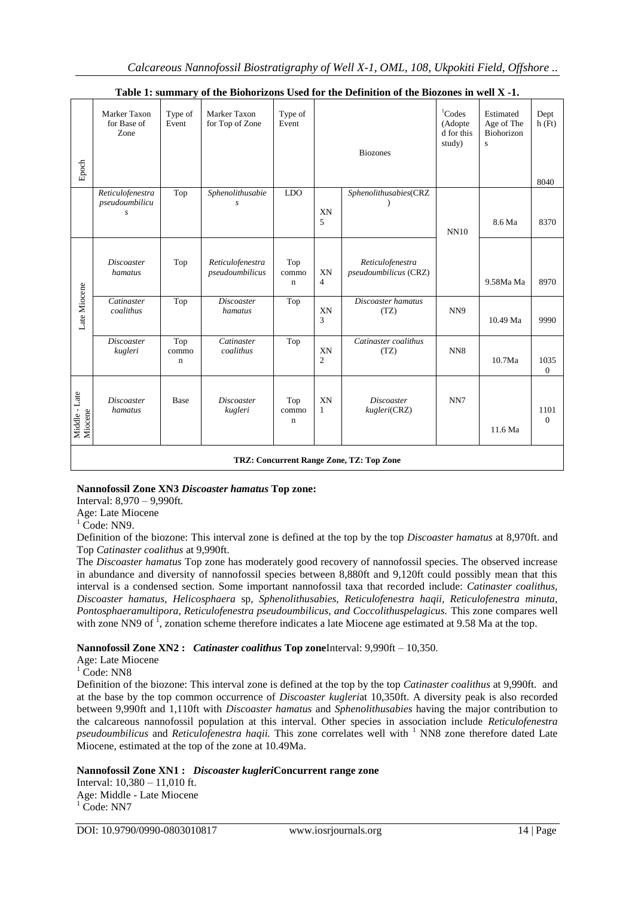**Table 1: summary of the Biohorizons Used for the Definition of the Biozones in well X -1.**

| Epoch | Marker Taxon for Base of Zone | Type of Event | Marker Taxon for Top of Zone | Type of Event | Biozones | | Codes[1] (Adopted for this study) | Estimated Age of The Biohorizons | Depth (Ft) |
|---|---|---|---|---|---|---|---|---|---|
| | | | | | | | | | 8040 |
| | *Reticulofenestra pseudoumbilicus* | Top | *Sphenolithusabies* | LDO | XN 5 | *Sphenolithusabies*(CRZ) | NN10 | 8.6 Ma | 8370 |
| Late Miocene | *Discoaster hamatus* | Top | *Reticulofenestra pseudoumbilicus* | Top common | XN 4 | *Reticulofenestra pseudoumbilicus* (CRZ) | | 9.58Ma Ma | 8970 |
| | *Catinaster coalithus* | Top | *Discoaster hamatus* | Top | XN 3 | *Discoaster hamatus* (TZ) | NN9 | 10.49 Ma | 9990 |
| | *Discoaster kugleri* | Top common | *Catinaster coalithus* | Top | XN 2 | *Catinaster coalithus* (TZ) | NN8 | 10.7Ma | 10350 |
| Middle - Late Miocene | *Discoaster hamatus* | Base | *Discoaster kugleri* | Top common | XN 1 | *Discoaster kugleri*(CRZ) | NN7 | 11.6 Ma | 11010 |

**TRZ: Concurrent Range Zone, TZ: Top Zone**

**Nannofossil Zone XN3 *Discoaster hamatus* Top zone:**

Interval: 8,970 – 9,990ft.

Age: Late Miocene

[1] Code: NN9.

Definition of the biozone: This interval zone is defined at the top by the top *Discoaster hamatus* at 8,970ft. and Top *Catinaster coalithus* at 9,990ft.

The *Discoaster hamatus* Top zone has moderately good recovery of nannofossil species. The observed increase in abundance and diversity of nannofossil species between 8,880ft and 9,120ft could possibly mean that this interval is a condensed section. Some important nannofossil taxa that recorded include: *Catinaster coalithus, Discoaster hamatus, Helicosphaera* sp*, Sphenolithusabies, Reticulofenestra haqii, Reticulofenestra minuta, Pontosphaeramultipora, Reticulofenestra pseudoumbilicus, and Coccolithuspelagicus.* This zone compares well with zone NN9 of [1], zonation scheme therefore indicates a late Miocene age estimated at 9.58 Ma at the top.

**Nannofossil Zone XN2 :** ***Catinaster coalithus* Top zone**Interval: 9,990ft – 10,350.

Age: Late Miocene

[1] Code: NN8

Definition of the biozone: This interval zone is defined at the top by the top *Catinaster coalithus* at 9,990ft. and at the base by the top common occurrence of *Discoaster kugleri*at 10,350ft. A diversity peak is also recorded between 9,990ft and 1,110ft with *Discoaster hamatus* and *Sphenolithusabies* having the major contribution to the calcareous nannofossil population at this interval. Other species in association include *Reticulofenestra pseudoumbilicus* and *Reticulofenestra haqii.* This zone correlates well with [1] NN8 zone therefore dated Late Miocene, estimated at the top of the zone at 10.49Ma.

**Nannofossil Zone XN1 :** ***Discoaster kugleri*Concurrent range zone**

Interval: 10,380 – 11,010 ft.

Age: Middle - Late Miocene

[1] Code: NN7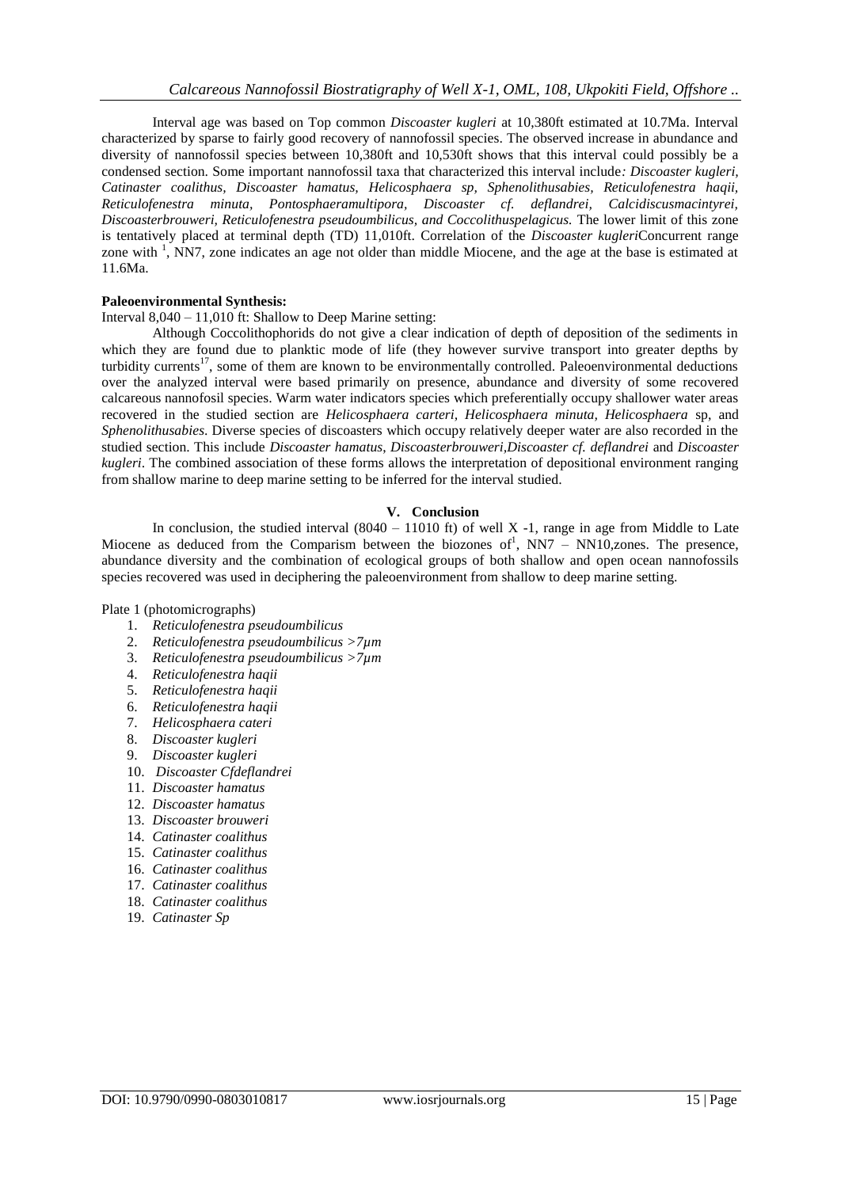Interval age was based on Top common *Discoaster kugleri* at 10,380ft estimated at 10.7Ma. Interval characterized by sparse to fairly good recovery of nannofossil species. The observed increase in abundance and diversity of nannofossil species between 10,380ft and 10,530ft shows that this interval could possibly be a condensed section. Some important nannofossil taxa that characterized this interval include*: Discoaster kugleri, Catinaster coalithus, Discoaster hamatus, Helicosphaera sp, Sphenolithusabies, Reticulofenestra haqii, Reticulofenestra minuta, Pontosphaeramultipora, Discoaster cf. deflandrei, Calcidiscusmacintyrei, Discoasterbrouweri, Reticulofenestra pseudoumbilicus, and Coccolithuspelagicus.* The lower limit of this zone is tentatively placed at terminal depth (TD) 11,010ft. Correlation of the *Discoaster kugleri*Concurrent range zone with [1], NN7, zone indicates an age not older than middle Miocene, and the age at the base is estimated at 11.6Ma.

**Paleoenvironmental Synthesis:**

Interval 8,040 – 11,010 ft: Shallow to Deep Marine setting:

Although Coccolithophorids do not give a clear indication of depth of deposition of the sediments in which they are found due to planktic mode of life (they however survive transport into greater depths by turbidity currents[17], some of them are known to be environmentally controlled. Paleoenvironmental deductions over the analyzed interval were based primarily on presence, abundance and diversity of some recovered calcareous nannofosil species. Warm water indicators species which preferentially occupy shallower water areas recovered in the studied section are *Helicosphaera carteri, Helicosphaera minuta, Helicosphaera* sp, and *Sphenolithusabies*. Diverse species of discoasters which occupy relatively deeper water are also recorded in the studied section. This include *Discoaster hamatus, Discoasterbrouweri,Discoaster cf. deflandrei* and *Discoaster kugleri*. The combined association of these forms allows the interpretation of depositional environment ranging from shallow marine to deep marine setting to be inferred for the interval studied.

## V. Conclusion

In conclusion, the studied interval (8040 – 11010 ft) of well X -1, range in age from Middle to Late Miocene as deduced from the Comparism between the biozones of[1], NN7 – NN10,zones. The presence, abundance diversity and the combination of ecological groups of both shallow and open ocean nannofossils species recovered was used in deciphering the paleoenvironment from shallow to deep marine setting.

Plate 1 (photomicrographs)

1. *Reticulofenestra pseudoumbilicus*
2. *Reticulofenestra pseudoumbilicus >7µm*
3. *Reticulofenestra pseudoumbilicus >7µm*
4. *Reticulofenestra haqii*
5. *Reticulofenestra haqii*
6. *Reticulofenestra haqii*
7. *Helicosphaera cateri*
8. *Discoaster kugleri*
9. *Discoaster kugleri*
10. *Discoaster Cfdeflandrei*
11. *Discoaster hamatus*
12. *Discoaster hamatus*
13. *Discoaster brouweri*
14. *Catinaster coalithus*
15. *Catinaster coalithus*
16. *Catinaster coalithus*
17. *Catinaster coalithus*
18. *Catinaster coalithus*
19. *Catinaster Sp*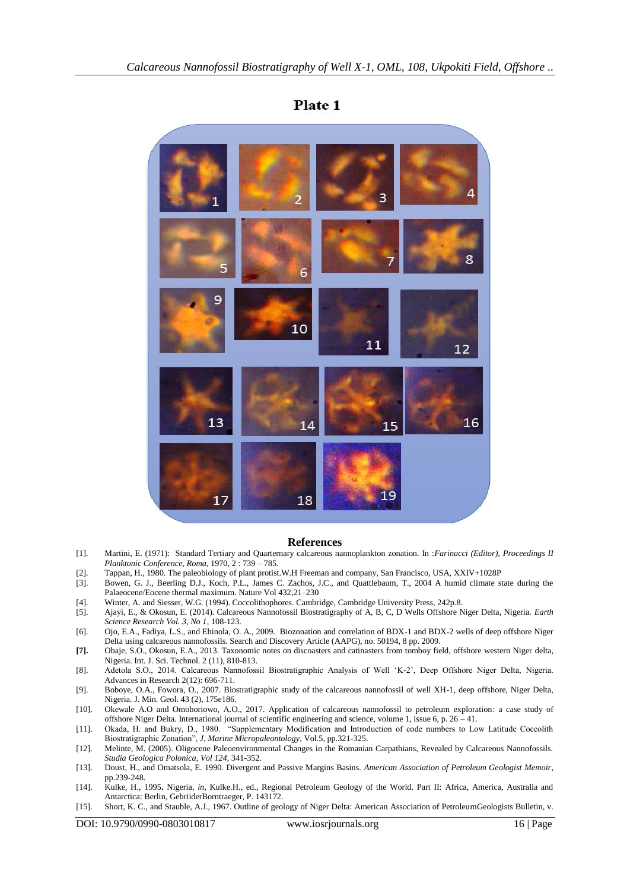## Plate 1

## References

[1]. Martini, E. (1971): Standard Tertiary and Quarternary calcareous nannoplankton zonation. In :*Farinacci (Editor), Proceedings II Planktonic Conference, Roma*, 1970, 2 : 739 – 785.

[2]. Tappan, H., 1980. The paleobiology of plant protist.W.H Freeman and company, San Francisco, USA, XXIV+1028P

[3]. Bowen, G. J., Beerling D.J., Koch, P.L., James C. Zachos, J.C., and Quattlebaum, T., 2004 A humid climate state during the Palaeocene/Eocene thermal maximum. Nature Vol 432,21–230

[4]. Winter, A. and Siesser, W.G. (1994). Coccolithophores. Cambridge, Cambridge University Press, 242p.8.

[5]. Ajayi, E., & Okosun, E. (2014). Calcareous Nannofossil Biostratigraphy of A, B, C, D Wells Offshore Niger Delta, Nigeria. *Earth Science Research Vol. 3, No 1*, 108-123.

[6]. Ojo, E.A., Fadiya, L.S., and Ehinola, O. A., 2009. Biozonation and correlation of BDX-1 and BDX-2 wells of deep offshore Niger Delta using calcareous nannofossils. Search and Discovery Article (AAPG), no. 50194, 8 pp. 2009.

**[7].** Obaje, S.O., Okosun, E.A., 2013. Taxonomic notes on discoasters and catinasters from tomboy field, offshore western Niger delta, Nigeria. Int. J. Sci. Technol. 2 (11), 810-813.

[8]. Adetola S.O., 2014. Calcareous Nannofossil Biostratigraphic Analysis of Well 'K-2', Deep Offshore Niger Delta, Nigeria. Advances in Research 2(12): 696-711.

[9]. Boboye, O.A., Fowora, O., 2007. Biostratigraphic study of the calcareous nannofossil of well XH-1, deep offshore, Niger Delta, Nigeria. J. Min. Geol. 43 (2), 175e186.

[10]. Okewale A.O and Omoboriowo, A.O., 2017. Application of calcareous nannofossil to petroleum exploration: a case study of offshore Niger Delta. International journal of scientific engineering and science, volume 1, issue 6, p. 26 – 41.

[11]. Okada, H. and Bukry, D., 1980. "Supplementary Modification and Introduction of code numbers to Low Latitude Coccolith Biostratigraphic Zonation", *J, Marine Micropaleontology*, Vol.5, pp.321-325.

[12]. Melinte, M. (2005). Oligocene Paleoenvironmental Changes in the Romanian Carpathians, Revealed by Calcareous Nannofossils. *Studia Geologica Polonica, Vol 124*, 341-352.

[13]. Doust, H., and Omatsola, E. 1990. Divergent and Passive Margins Basins. *American Association of Petroleum Geologist Memoir*, pp.239-248.

[14]. Kulke, H., 1995**.** Nigeria, *in*, Kulke.H., ed., Regional Petroleum Geology of the World. Part II: Africa, America, Australia and Antarctica: Berlin, GebriiderBorntraeger, P. 143172.

[15]. Short, K. C., and Stauble, A.J., 1967. Outline of geology of Niger Delta: American Association of PetroleumGeologists Bulletin, v.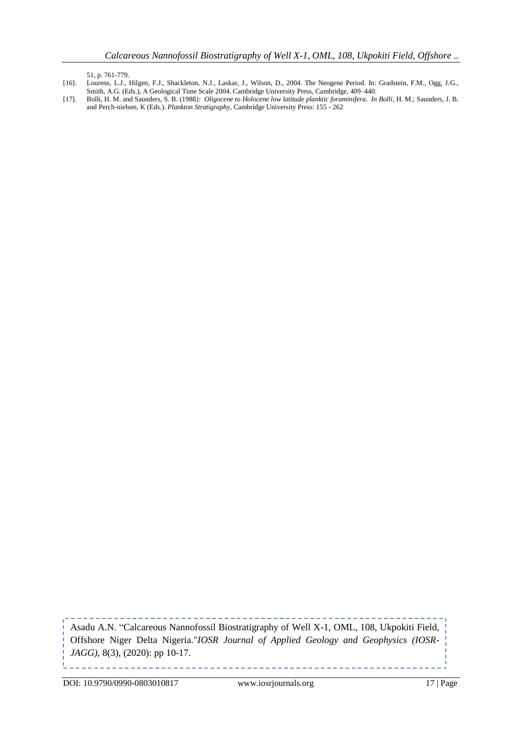51, p. 761-779.

[16]. Lourens, L.J., Hilgen, F.J., Shackleton, N.J., Laskar, J., Wilson, D., 2004. The Neogene Period. In: Gradstein, F.M., Ogg, J.G., Smith, A.G. (Eds.), A Geological Time Scale 2004. Cambridge University Press, Cambridge, 409–440.

[17]. Bolli, H. M. and Saunders, S. B. (1988*): Oligocene to Holocene low latitude planktic foraminifera. In Bolli*, H. M.; Saunders, J. B. and Perch-nielsen, K (Eds.). *Plankton Stratigraphy*, Cambridge University Press: 155 - 262

Asadu A.N. "Calcareous Nannofossil Biostratigraphy of Well X-1, OML, 108, Ukpokiti Field, Offshore Niger Delta Nigeria."*IOSR Journal of Applied Geology and Geophysics (IOSR-JAGG),* 8(3), (2020): pp 10-17.